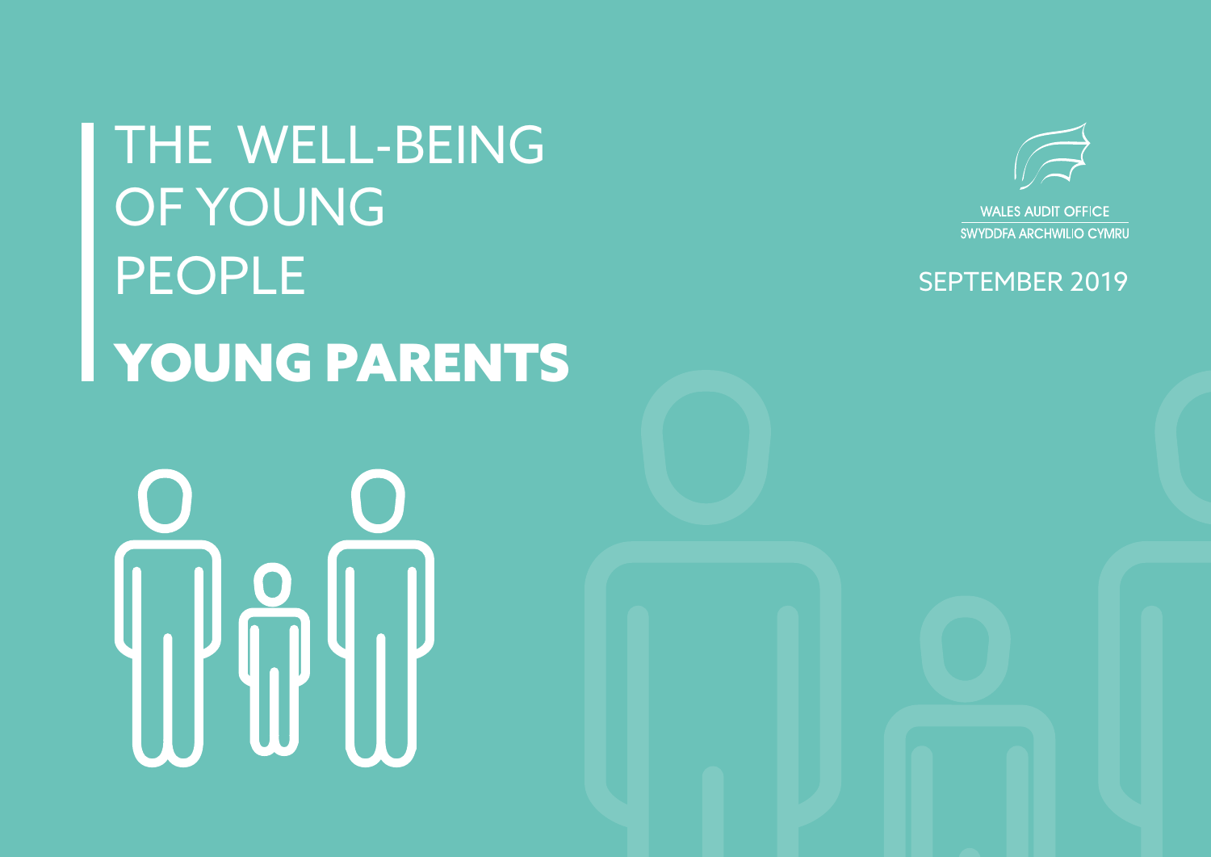# THE WELL-BEING OF YOUNG PEOPLE

# YOUNG PARENTS

WALES AUDIT OFFICE
SWYDDFA ARCHWILIO CYMRU

SEPTEMBER 2019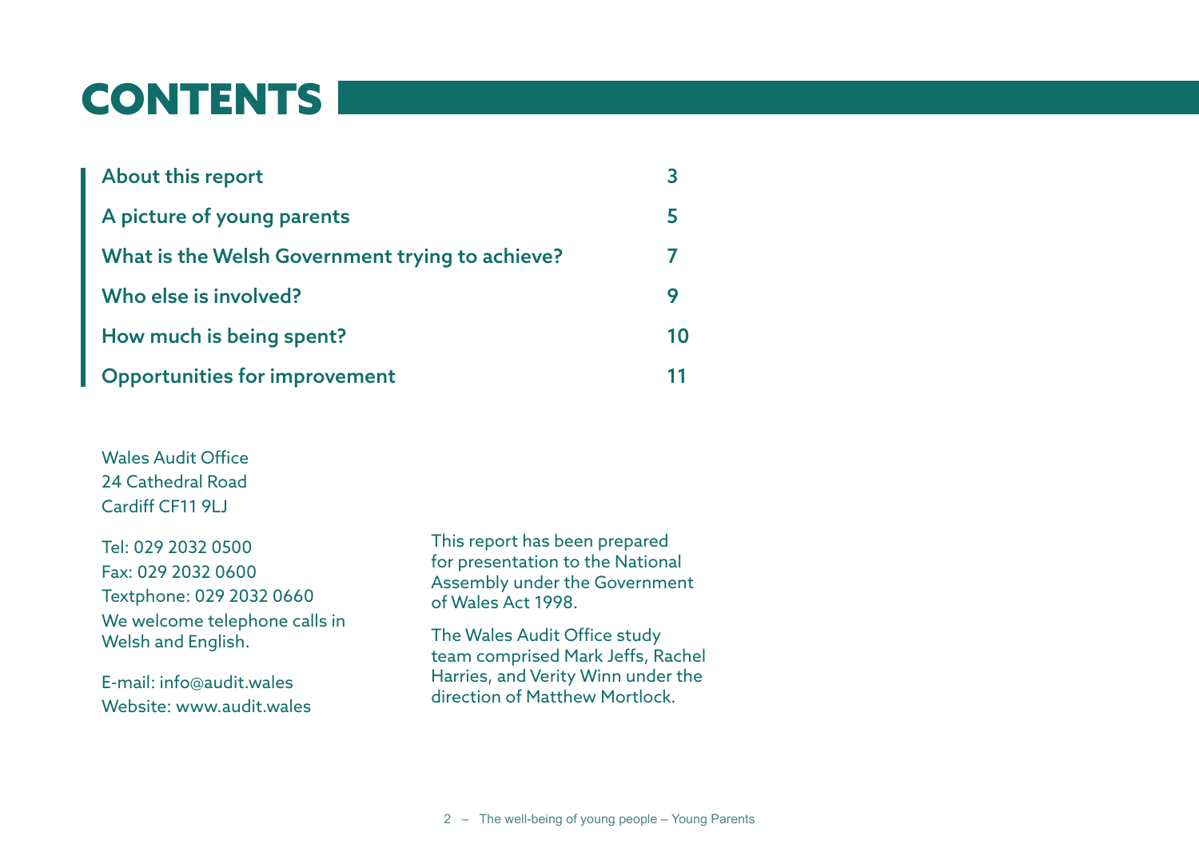# CONTENTS

| | |
|---|---|
| About this report | 3 |
| A picture of young parents | 5 |
| What is the Welsh Government trying to achieve? | 7 |
| Who else is involved? | 9 |
| How much is being spent? | 10 |
| Opportunities for improvement | 11 |

Wales Audit Office
24 Cathedral Road
Cardiff CF11 9LJ

Tel: 029 2032 0500
Fax: 029 2032 0600
Textphone: 029 2032 0660
We welcome telephone calls in Welsh and English.

E-mail: info@audit.wales
Website: www.audit.wales

This report has been prepared for presentation to the National Assembly under the Government of Wales Act 1998.

The Wales Audit Office study team comprised Mark Jeffs, Rachel Harries, and Verity Winn under the direction of Matthew Mortlock.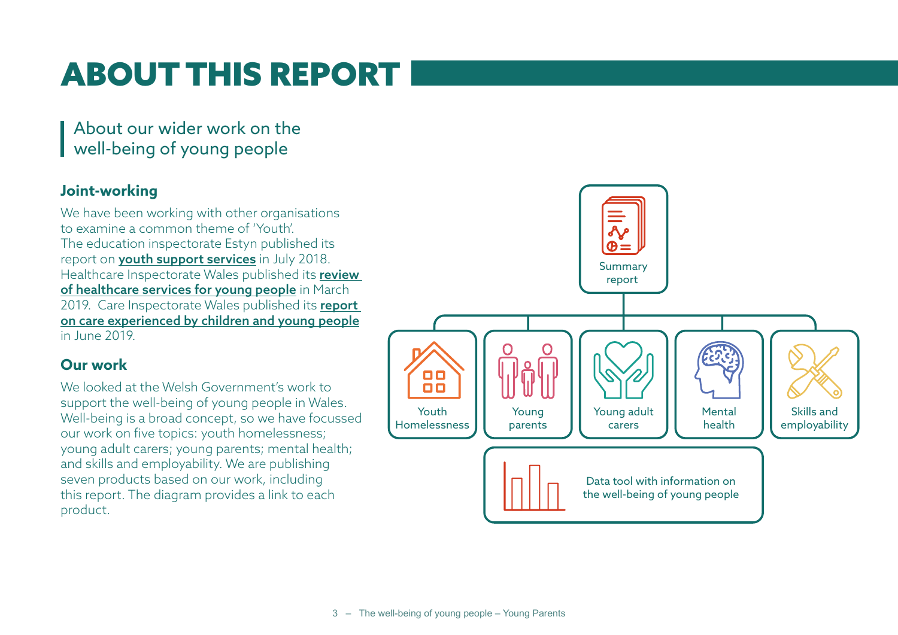# ABOUT THIS REPORT

## About our wider work on the well-being of young people

### Joint-working

We have been working with other organisations to examine a common theme of 'Youth'. The education inspectorate Estyn published its report on **youth support services** in July 2018. Healthcare Inspectorate Wales published its **review of healthcare services for young people** in March 2019. Care Inspectorate Wales published its **report on care experienced by children and young people** in June 2019.

### Our work

We looked at the Welsh Government's work to support the well-being of young people in Wales. Well-being is a broad concept, so we have focussed our work on five topics: youth homelessness; young adult carers; young parents; mental health; and skills and employability. We are publishing seven products based on our work, including this report. The diagram provides a link to each product.

Summary report

- Youth Homelessness
- Young parents
- Young adult carers
- Mental health
- Skills and employability

Data tool with information on the well-being of young people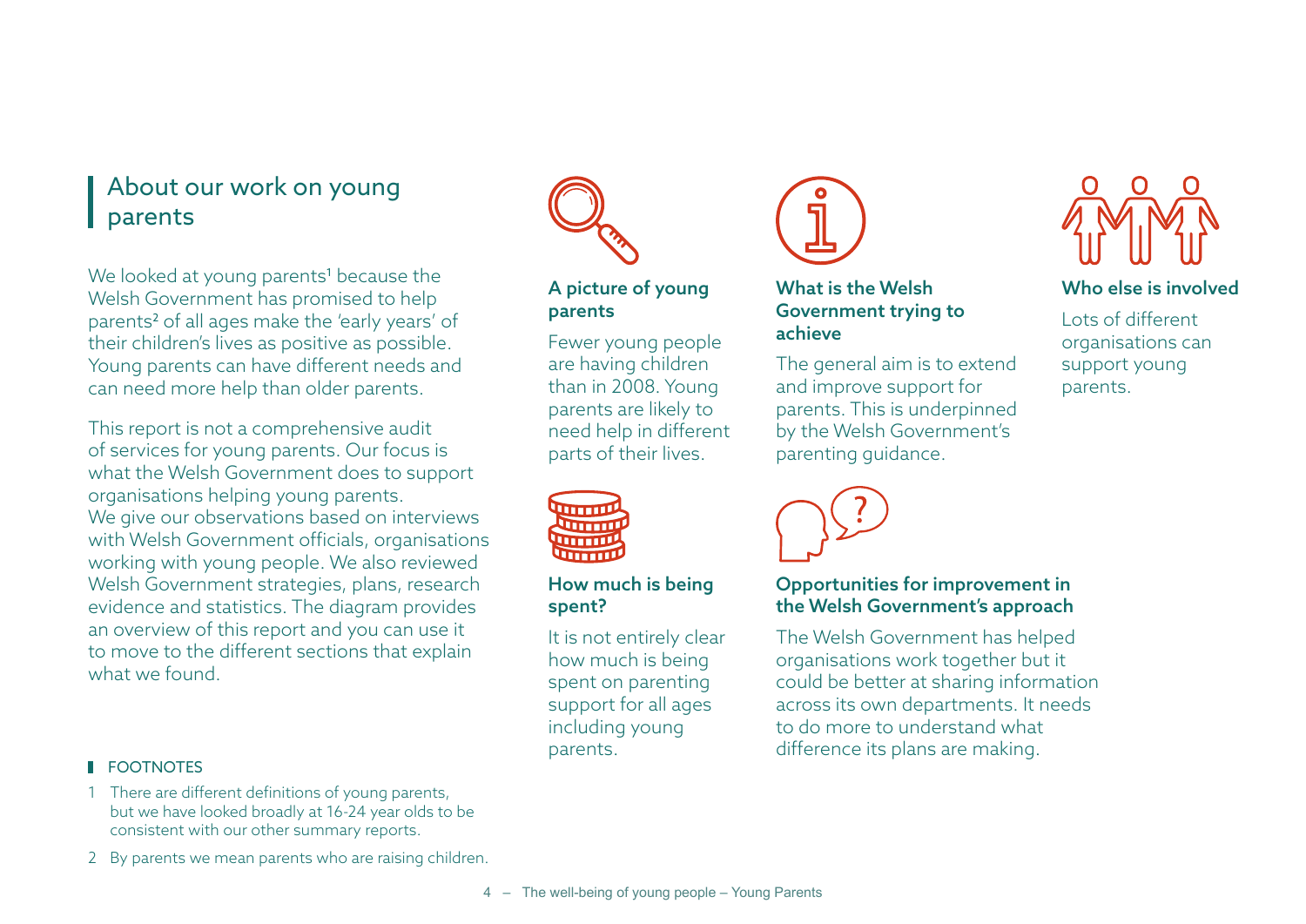## About our work on young parents

We looked at young parents[1] because the Welsh Government has promised to help parents[2] of all ages make the 'early years' of their children's lives as positive as possible. Young parents can have different needs and can need more help than older parents.

This report is not a comprehensive audit of services for young parents. Our focus is what the Welsh Government does to support organisations helping young parents. We give our observations based on interviews with Welsh Government officials, organisations working with young people. We also reviewed Welsh Government strategies, plans, research evidence and statistics. The diagram provides an overview of this report and you can use it to move to the different sections that explain what we found.

### A picture of young parents

Fewer young people are having children than in 2008. Young parents are likely to need help in different parts of their lives.

### What is the Welsh Government trying to achieve

The general aim is to extend and improve support for parents. This is underpinned by the Welsh Government's parenting guidance.

### Who else is involved

Lots of different organisations can support young parents.

### How much is being spent?

It is not entirely clear how much is being spent on parenting support for all ages including young parents.

### Opportunities for improvement in the Welsh Government's approach

The Welsh Government has helped organisations work together but it could be better at sharing information across its own departments. It needs to do more to understand what difference its plans are making.

**FOOTNOTES**

1. There are different definitions of young parents, but we have looked broadly at 16-24 year olds to be consistent with our other summary reports.
2. By parents we mean parents who are raising children.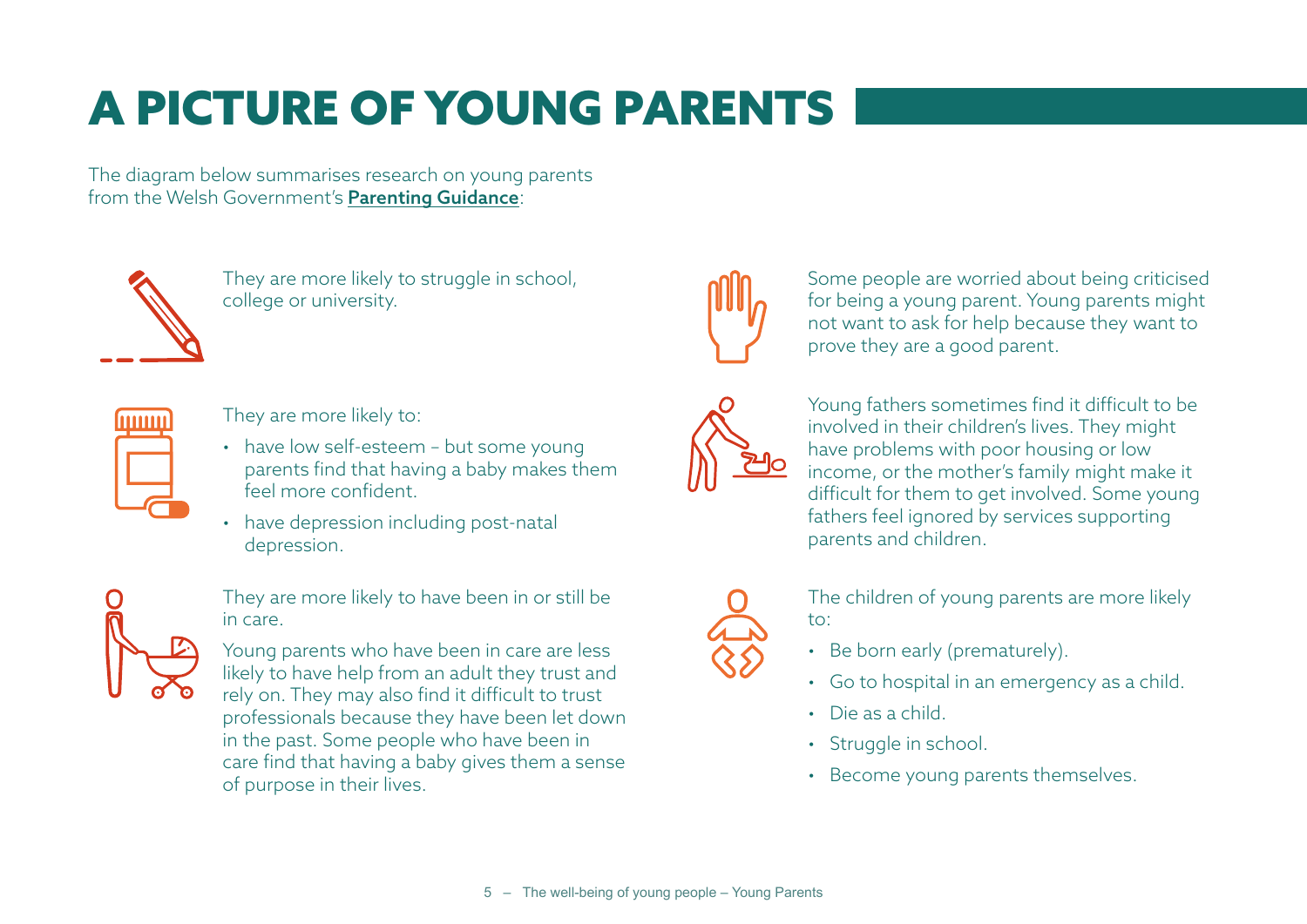# A PICTURE OF YOUNG PARENTS

The diagram below summarises research on young parents from the Welsh Government's **Parenting Guidance**:

They are more likely to struggle in school, college or university.

They are more likely to:

- have low self-esteem – but some young parents find that having a baby makes them feel more confident.
- have depression including post-natal depression.

They are more likely to have been in or still be in care.

Young parents who have been in care are less likely to have help from an adult they trust and rely on. They may also find it difficult to trust professionals because they have been let down in the past. Some people who have been in care find that having a baby gives them a sense of purpose in their lives.

Some people are worried about being criticised for being a young parent. Young parents might not want to ask for help because they want to prove they are a good parent.

Young fathers sometimes find it difficult to be involved in their children's lives. They might have problems with poor housing or low income, or the mother's family might make it difficult for them to get involved. Some young fathers feel ignored by services supporting parents and children.

The children of young parents are more likely to:

- Be born early (prematurely).
- Go to hospital in an emergency as a child.
- Die as a child.
- Struggle in school.
- Become young parents themselves.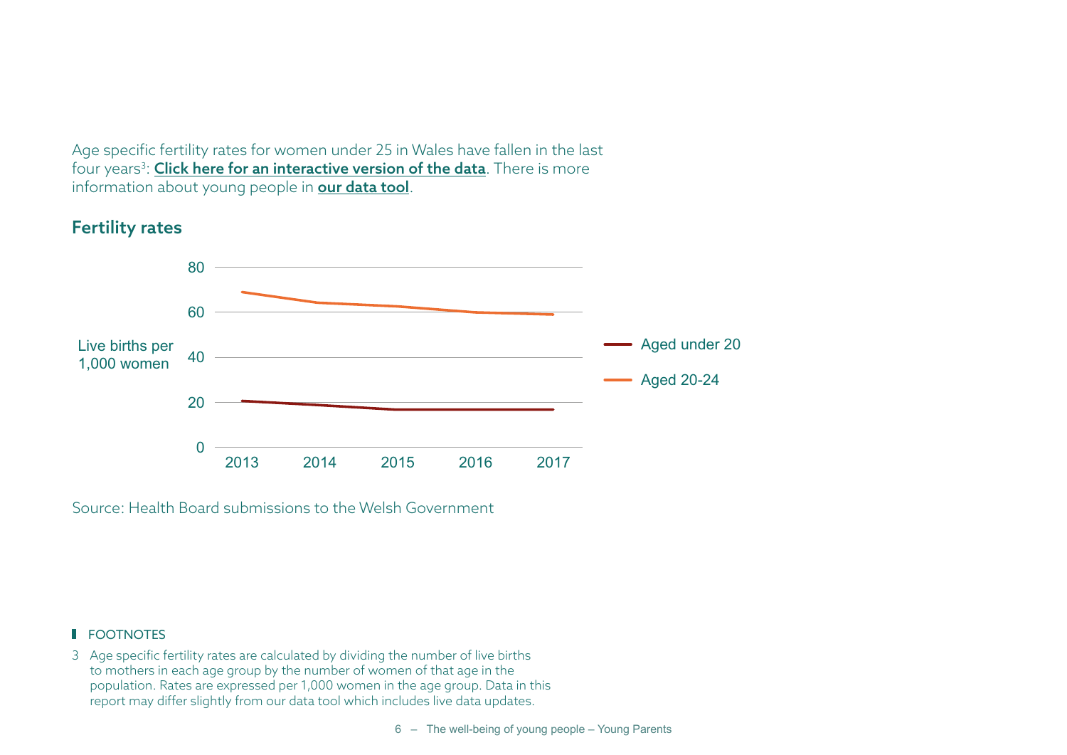Age specific fertility rates for women under 25 in Wales have fallen in the last four years[3]: **Click here for an interactive version of the data**. There is more information about young people in **our data tool**.

## Fertility rates

Live births per 1,000 women

80
60
40
20
0

2013 2014 2015 2016 2017

Aged under 20
Aged 20-24

Source: Health Board submissions to the Welsh Government

FOOTNOTES

3 Age specific fertility rates are calculated by dividing the number of live births to mothers in each age group by the number of women of that age in the population. Rates are expressed per 1,000 women in the age group. Data in this report may differ slightly from our data tool which includes live data updates.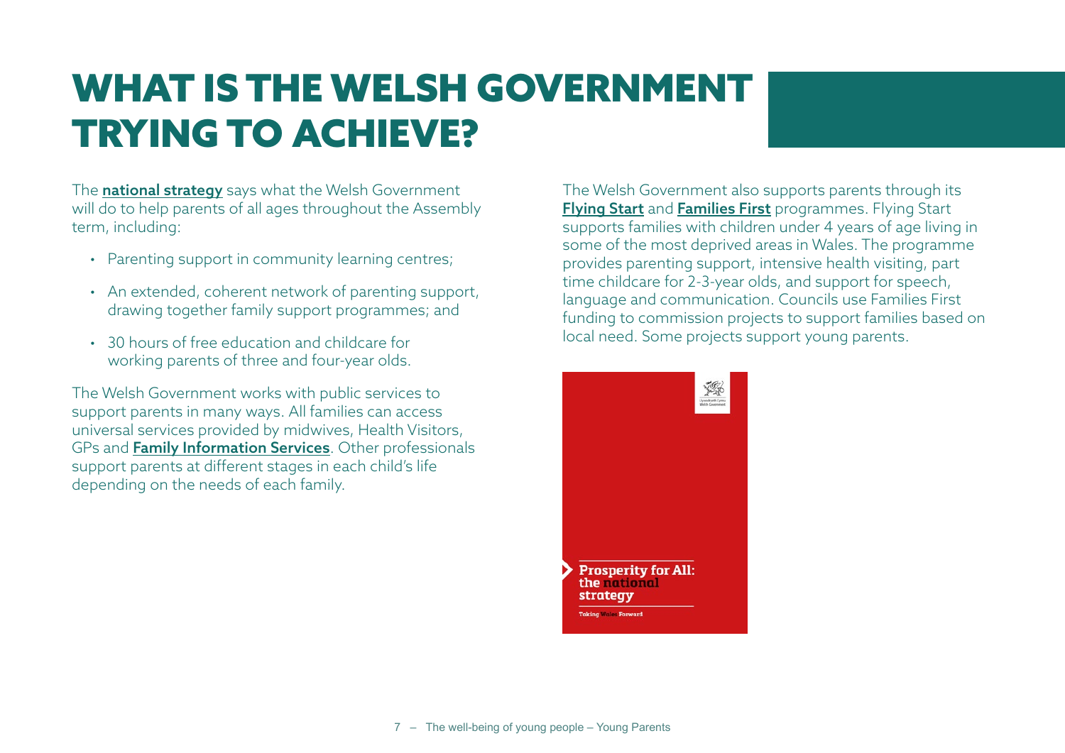# WHAT IS THE WELSH GOVERNMENT TRYING TO ACHIEVE?

The **national strategy** says what the Welsh Government will do to help parents of all ages throughout the Assembly term, including:

- Parenting support in community learning centres;
- An extended, coherent network of parenting support, drawing together family support programmes; and
- 30 hours of free education and childcare for working parents of three and four-year olds.

The Welsh Government works with public services to support parents in many ways. All families can access universal services provided by midwives, Health Visitors, GPs and **Family Information Services**. Other professionals support parents at different stages in each child's life depending on the needs of each family.

The Welsh Government also supports parents through its **Flying Start** and **Families First** programmes. Flying Start supports families with children under 4 years of age living in some of the most deprived areas in Wales. The programme provides parenting support, intensive health visiting, part time childcare for 2-3-year olds, and support for speech, language and communication. Councils use Families First funding to commission projects to support families based on local need. Some projects support young parents.

Prosperity for All: the national strategy

Taking Wales Forward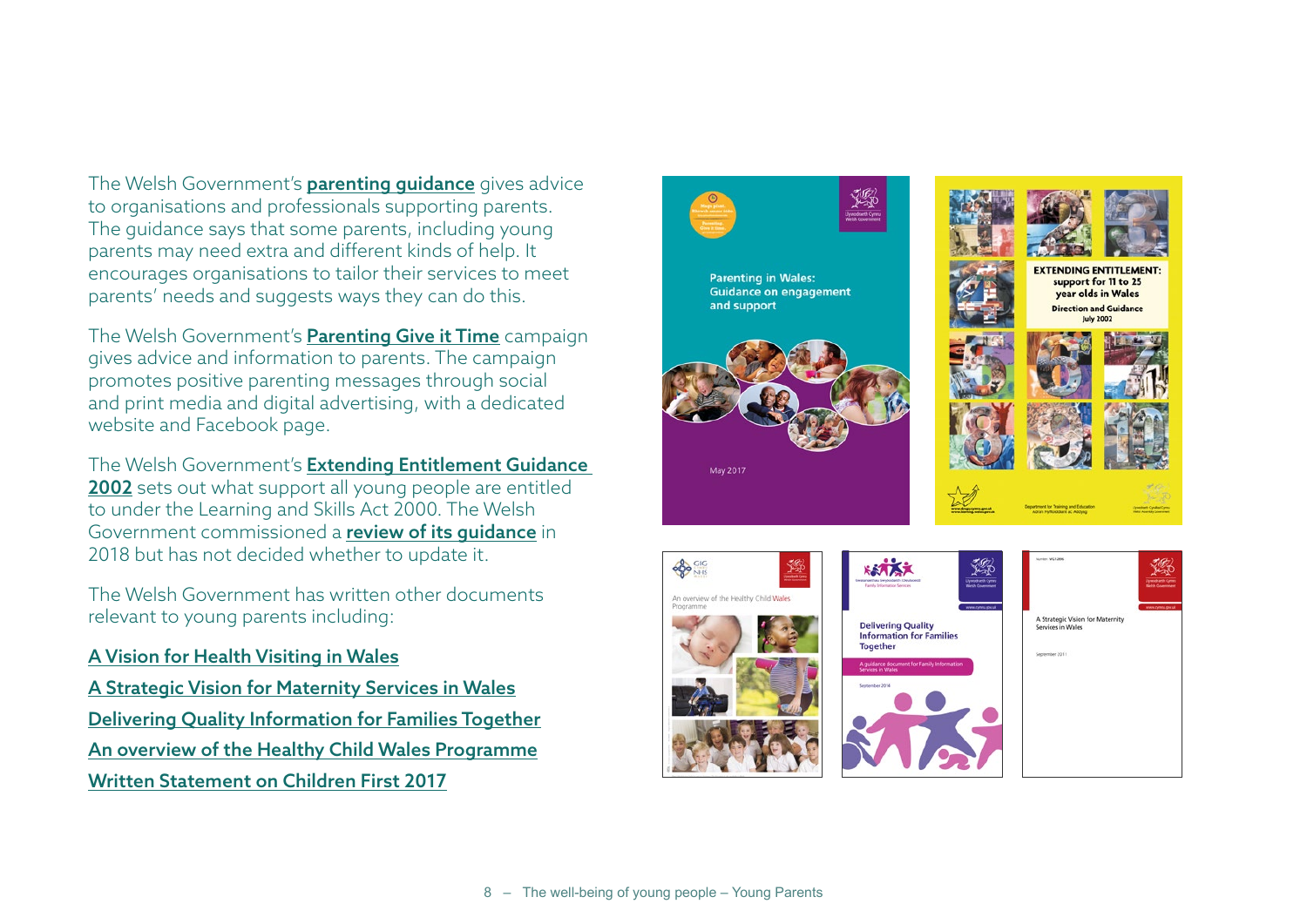The Welsh Government's **parenting guidance** gives advice to organisations and professionals supporting parents. The guidance says that some parents, including young parents may need extra and different kinds of help. It encourages organisations to tailor their services to meet parents' needs and suggests ways they can do this.

The Welsh Government's **Parenting Give it Time** campaign gives advice and information to parents. The campaign promotes positive parenting messages through social and print media and digital advertising, with a dedicated website and Facebook page.

The Welsh Government's **Extending Entitlement Guidance 2002** sets out what support all young people are entitled to under the Learning and Skills Act 2000. The Welsh Government commissioned a **review of its guidance** in 2018 but has not decided whether to update it.

The Welsh Government has written other documents relevant to young parents including:

A Vision for Health Visiting in Wales

A Strategic Vision for Maternity Services in Wales

Delivering Quality Information for Families Together

An overview of the Healthy Child Wales Programme

Written Statement on Children First 2017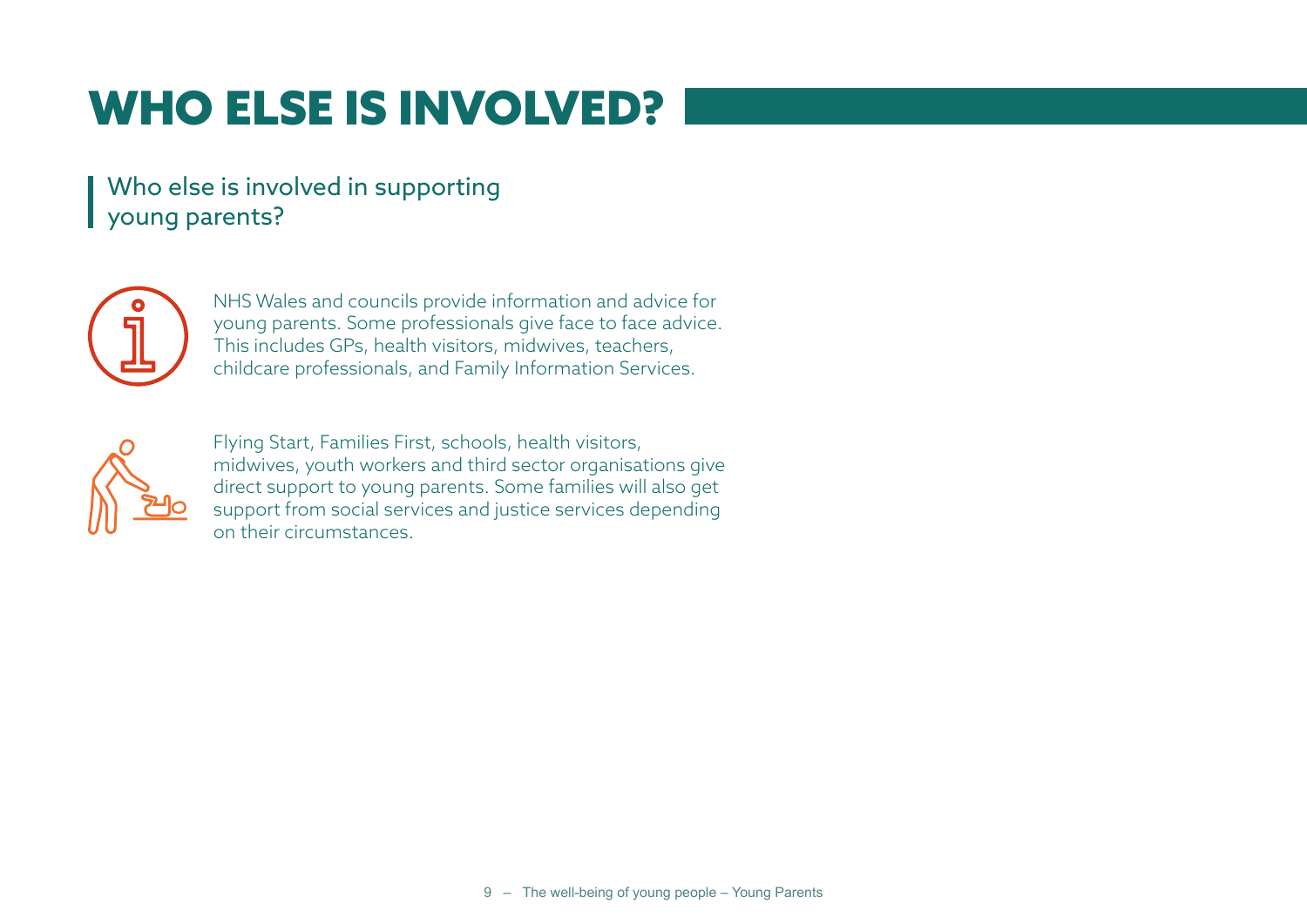# WHO ELSE IS INVOLVED?

## Who else is involved in supporting young parents?

NHS Wales and councils provide information and advice for young parents. Some professionals give face to face advice. This includes GPs, health visitors, midwives, teachers, childcare professionals, and Family Information Services.

Flying Start, Families First, schools, health visitors, midwives, youth workers and third sector organisations give direct support to young parents. Some families will also get support from social services and justice services depending on their circumstances.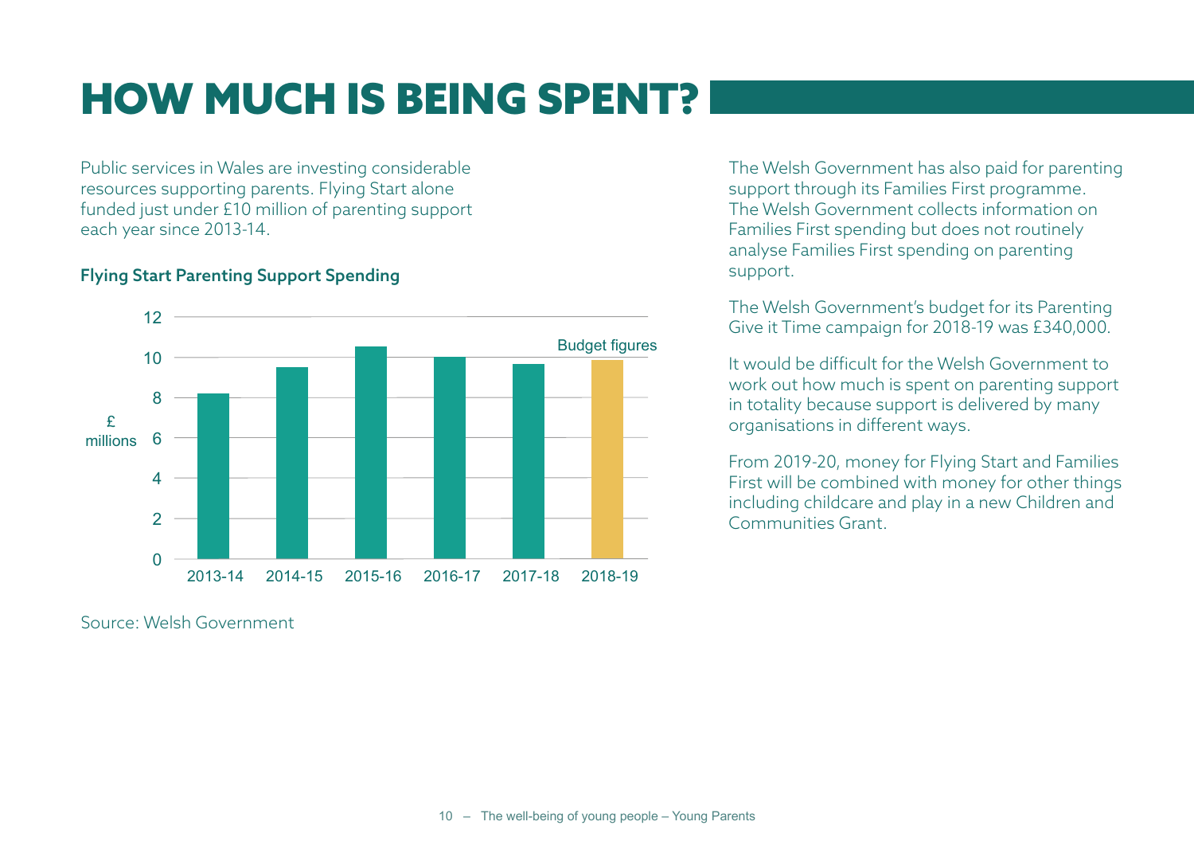# HOW MUCH IS BEING SPENT?

Public services in Wales are investing considerable resources supporting parents. Flying Start alone funded just under £10 million of parenting support each year since 2013-14.

**Flying Start Parenting Support Spending**

Source: Welsh Government

The Welsh Government has also paid for parenting support through its Families First programme. The Welsh Government collects information on Families First spending but does not routinely analyse Families First spending on parenting support.

The Welsh Government's budget for its Parenting Give it Time campaign for 2018-19 was £340,000.

It would be difficult for the Welsh Government to work out how much is spent on parenting support in totality because support is delivered by many organisations in different ways.

From 2019-20, money for Flying Start and Families First will be combined with money for other things including childcare and play in a new Children and Communities Grant.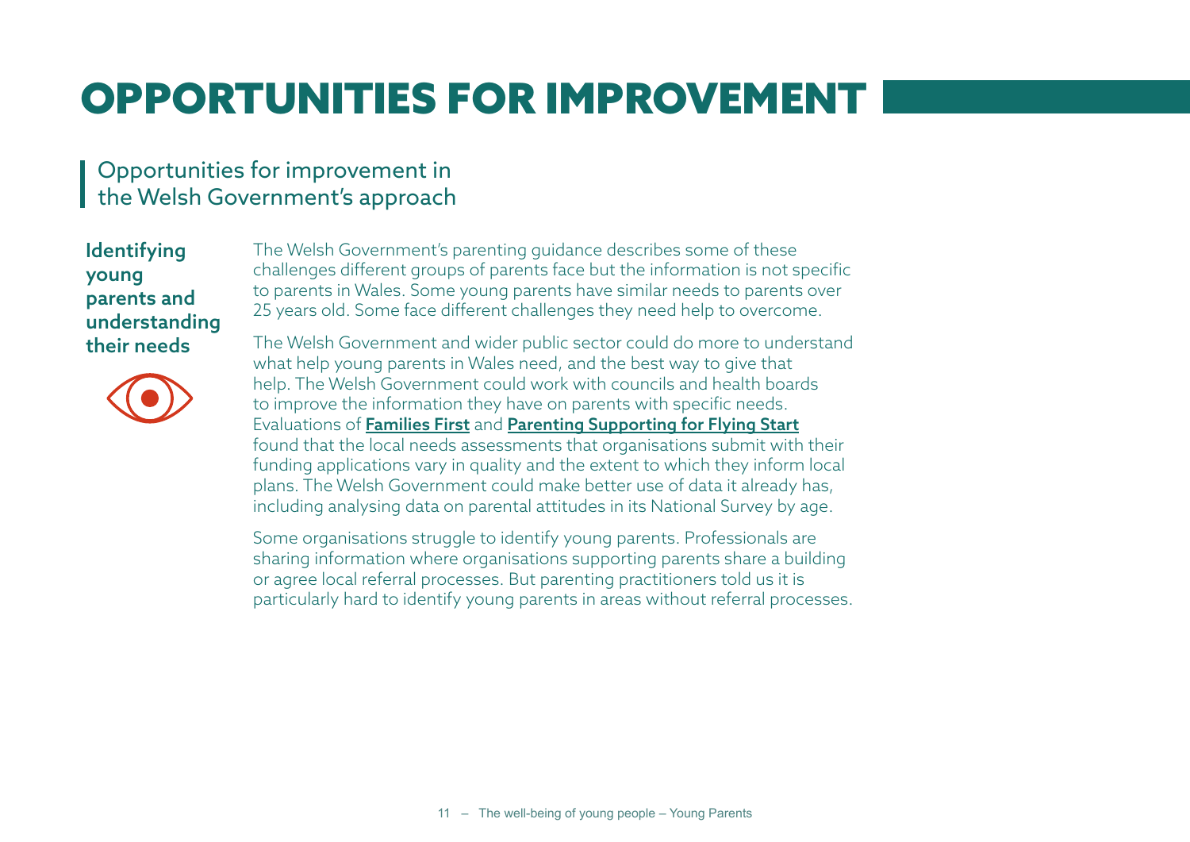# OPPORTUNITIES FOR IMPROVEMENT

## Opportunities for improvement in the Welsh Government's approach

### Identifying young parents and understanding their needs

The Welsh Government's parenting guidance describes some of these challenges different groups of parents face but the information is not specific to parents in Wales. Some young parents have similar needs to parents over 25 years old. Some face different challenges they need help to overcome.

The Welsh Government and wider public sector could do more to understand what help young parents in Wales need, and the best way to give that help. The Welsh Government could work with councils and health boards to improve the information they have on parents with specific needs. Evaluations of **Families First** and **Parenting Supporting for Flying Start** found that the local needs assessments that organisations submit with their funding applications vary in quality and the extent to which they inform local plans. The Welsh Government could make better use of data it already has, including analysing data on parental attitudes in its National Survey by age.

Some organisations struggle to identify young parents. Professionals are sharing information where organisations supporting parents share a building or agree local referral processes. But parenting practitioners told us it is particularly hard to identify young parents in areas without referral processes.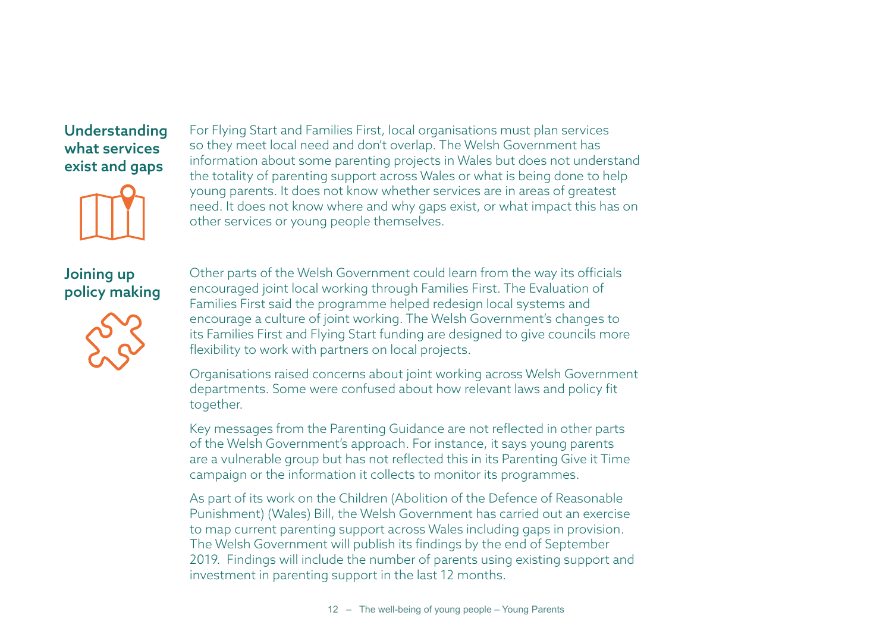### Understanding what services exist and gaps

For Flying Start and Families First, local organisations must plan services so they meet local need and don't overlap. The Welsh Government has information about some parenting projects in Wales but does not understand the totality of parenting support across Wales or what is being done to help young parents. It does not know whether services are in areas of greatest need. It does not know where and why gaps exist, or what impact this has on other services or young people themselves.

### Joining up policy making

Other parts of the Welsh Government could learn from the way its officials encouraged joint local working through Families First. The Evaluation of Families First said the programme helped redesign local systems and encourage a culture of joint working. The Welsh Government's changes to its Families First and Flying Start funding are designed to give councils more flexibility to work with partners on local projects.

Organisations raised concerns about joint working across Welsh Government departments. Some were confused about how relevant laws and policy fit together.

Key messages from the Parenting Guidance are not reflected in other parts of the Welsh Government's approach. For instance, it says young parents are a vulnerable group but has not reflected this in its Parenting Give it Time campaign or the information it collects to monitor its programmes.

As part of its work on the Children (Abolition of the Defence of Reasonable Punishment) (Wales) Bill, the Welsh Government has carried out an exercise to map current parenting support across Wales including gaps in provision. The Welsh Government will publish its findings by the end of September 2019. Findings will include the number of parents using existing support and investment in parenting support in the last 12 months.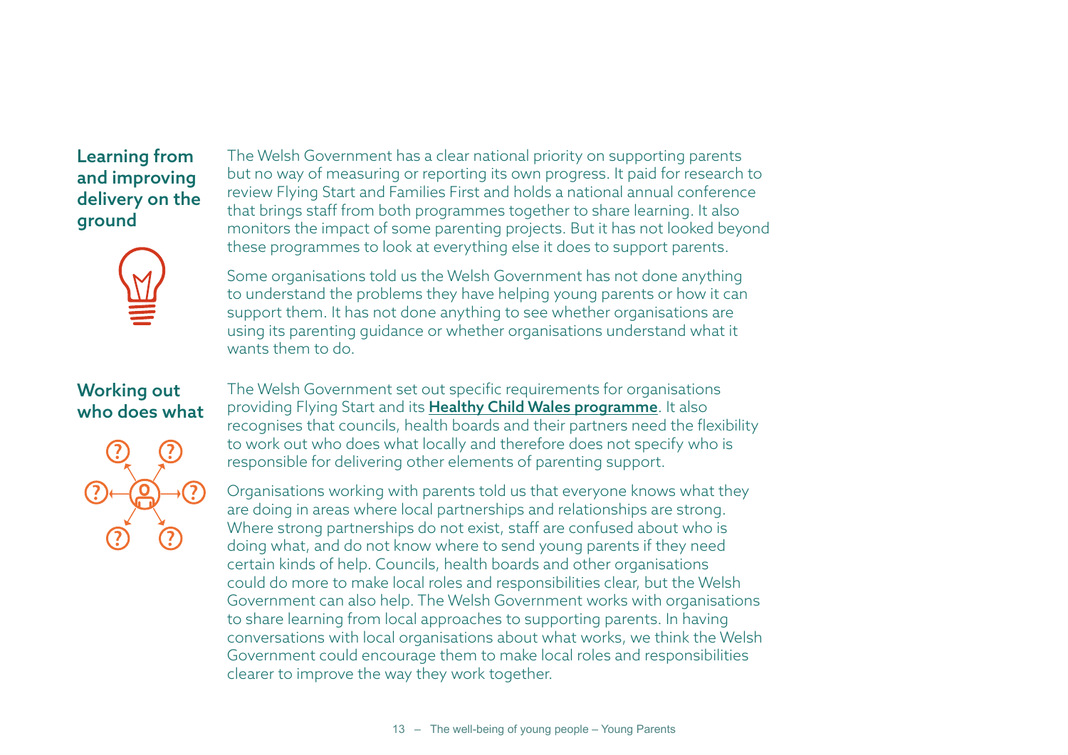## Learning from and improving delivery on the ground

The Welsh Government has a clear national priority on supporting parents but no way of measuring or reporting its own progress. It paid for research to review Flying Start and Families First and holds a national annual conference that brings staff from both programmes together to share learning. It also monitors the impact of some parenting projects. But it has not looked beyond these programmes to look at everything else it does to support parents.

Some organisations told us the Welsh Government has not done anything to understand the problems they have helping young parents or how it can support them. It has not done anything to see whether organisations are using its parenting guidance or whether organisations understand what it wants them to do.

## Working out who does what

The Welsh Government set out specific requirements for organisations providing Flying Start and its **Healthy Child Wales programme**. It also recognises that councils, health boards and their partners need the flexibility to work out who does what locally and therefore does not specify who is responsible for delivering other elements of parenting support.

Organisations working with parents told us that everyone knows what they are doing in areas where local partnerships and relationships are strong. Where strong partnerships do not exist, staff are confused about who is doing what, and do not know where to send young parents if they need certain kinds of help. Councils, health boards and other organisations could do more to make local roles and responsibilities clear, but the Welsh Government can also help. The Welsh Government works with organisations to share learning from local approaches to supporting parents. In having conversations with local organisations about what works, we think the Welsh Government could encourage them to make local roles and responsibilities clearer to improve the way they work together.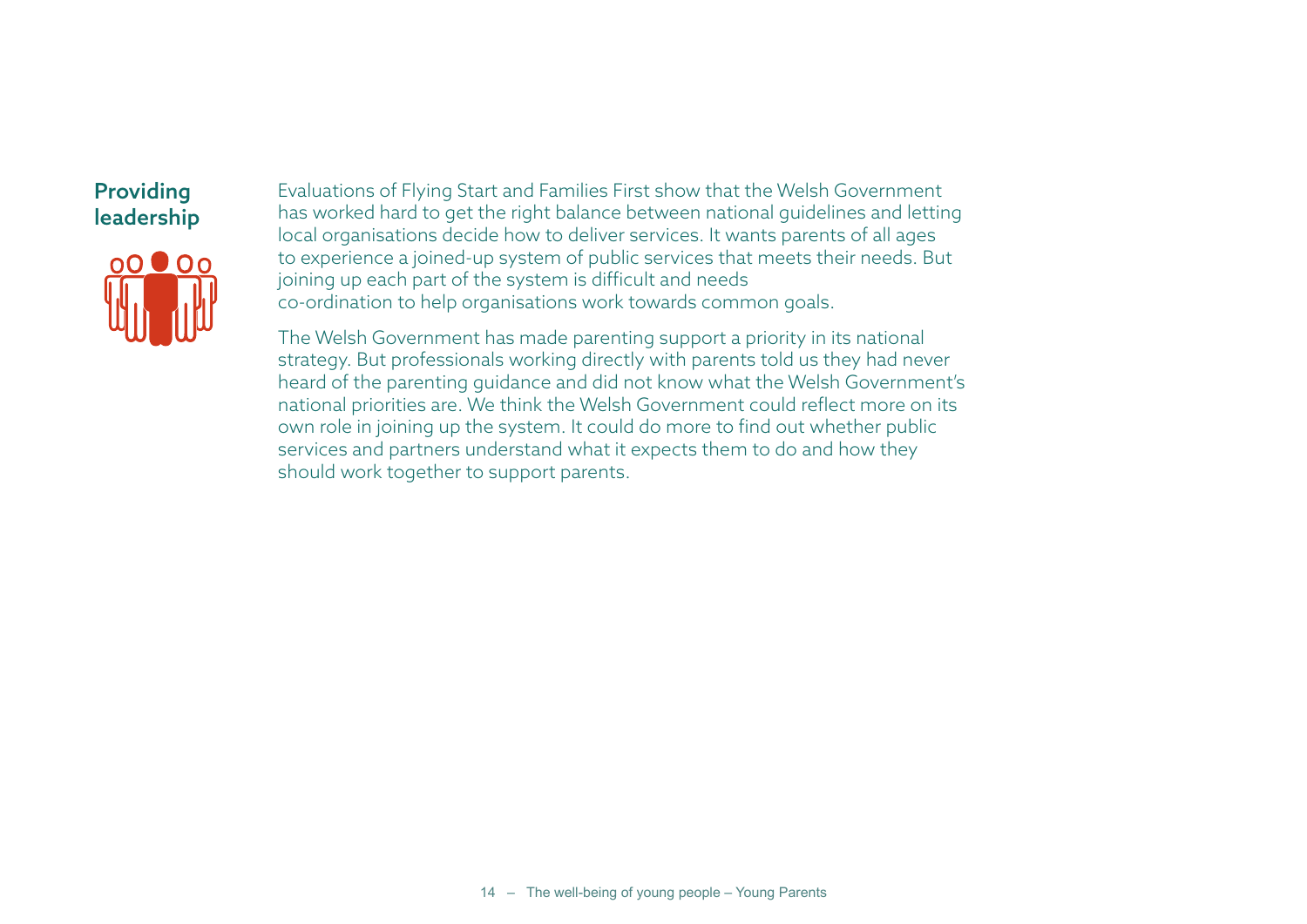## Providing leadership

Evaluations of Flying Start and Families First show that the Welsh Government has worked hard to get the right balance between national guidelines and letting local organisations decide how to deliver services. It wants parents of all ages to experience a joined-up system of public services that meets their needs. But joining up each part of the system is difficult and needs co-ordination to help organisations work towards common goals.

The Welsh Government has made parenting support a priority in its national strategy. But professionals working directly with parents told us they had never heard of the parenting guidance and did not know what the Welsh Government's national priorities are. We think the Welsh Government could reflect more on its own role in joining up the system. It could do more to find out whether public services and partners understand what it expects them to do and how they should work together to support parents.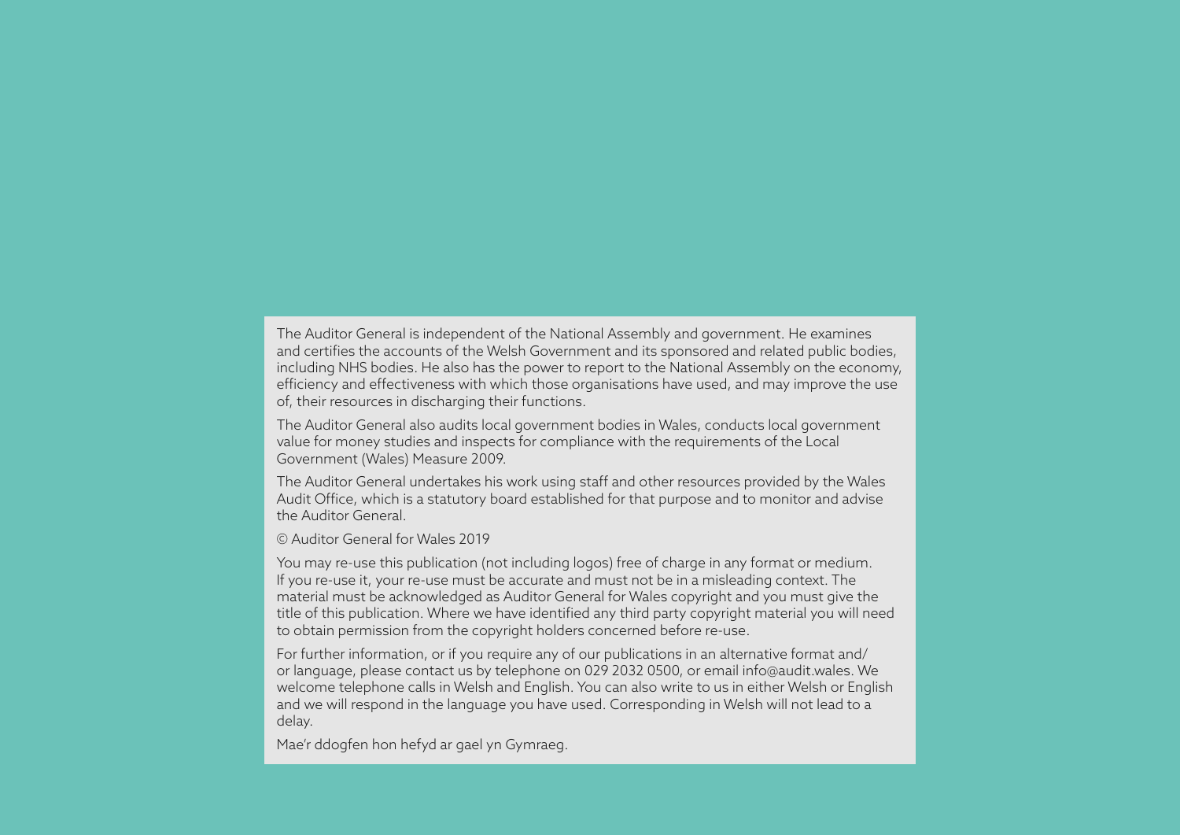The Auditor General is independent of the National Assembly and government. He examines and certifies the accounts of the Welsh Government and its sponsored and related public bodies, including NHS bodies. He also has the power to report to the National Assembly on the economy, efficiency and effectiveness with which those organisations have used, and may improve the use of, their resources in discharging their functions.

The Auditor General also audits local government bodies in Wales, conducts local government value for money studies and inspects for compliance with the requirements of the Local Government (Wales) Measure 2009.

The Auditor General undertakes his work using staff and other resources provided by the Wales Audit Office, which is a statutory board established for that purpose and to monitor and advise the Auditor General.

© Auditor General for Wales 2019

You may re-use this publication (not including logos) free of charge in any format or medium. If you re-use it, your re-use must be accurate and must not be in a misleading context. The material must be acknowledged as Auditor General for Wales copyright and you must give the title of this publication. Where we have identified any third party copyright material you will need to obtain permission from the copyright holders concerned before re-use.

For further information, or if you require any of our publications in an alternative format and/or language, please contact us by telephone on 029 2032 0500, or email info@audit.wales. We welcome telephone calls in Welsh and English. You can also write to us in either Welsh or English and we will respond in the language you have used. Corresponding in Welsh will not lead to a delay.

Mae'r ddogfen hon hefyd ar gael yn Gymraeg.